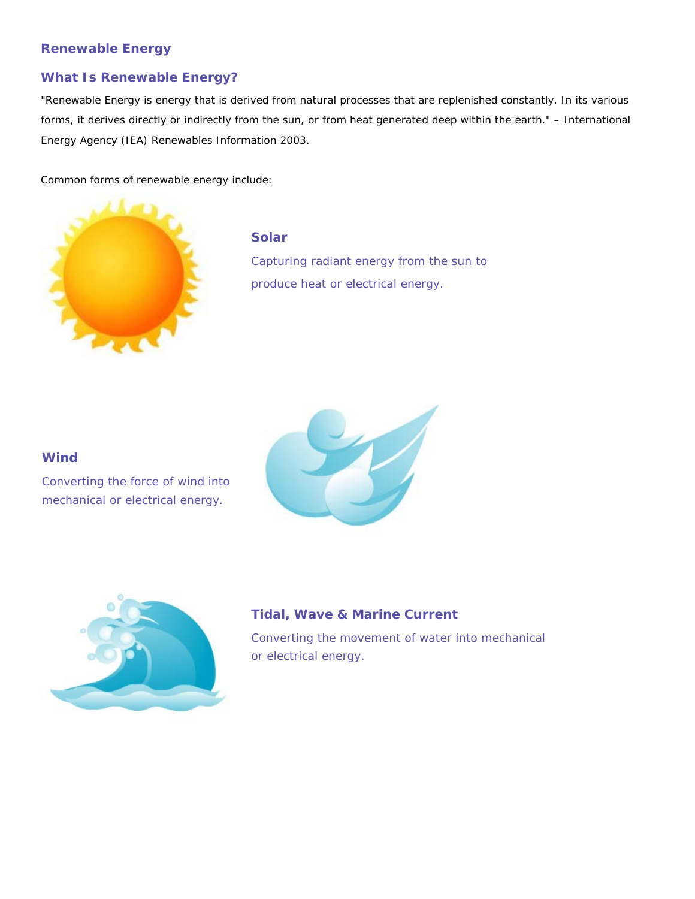# Renewable Energy

## What Is Renewable Energy?

"Renewable Energy is energy that is derived from natural processes that are replenished constantly. In its various forms, it derives directly or indirectly from the sun, or from heat generated deep within the earth." – International Energy Agency (IEA) Renewables Information 2003.

Common forms of renewable energy include:

### Solar

Capturing radiant energy from the sun to produce heat or electrical energy.

### Wind

Converting the force of wind into mechanical or electrical energy.

### Tidal, Wave & Marine Current

Converting the movement of water into mechanical or electrical energy.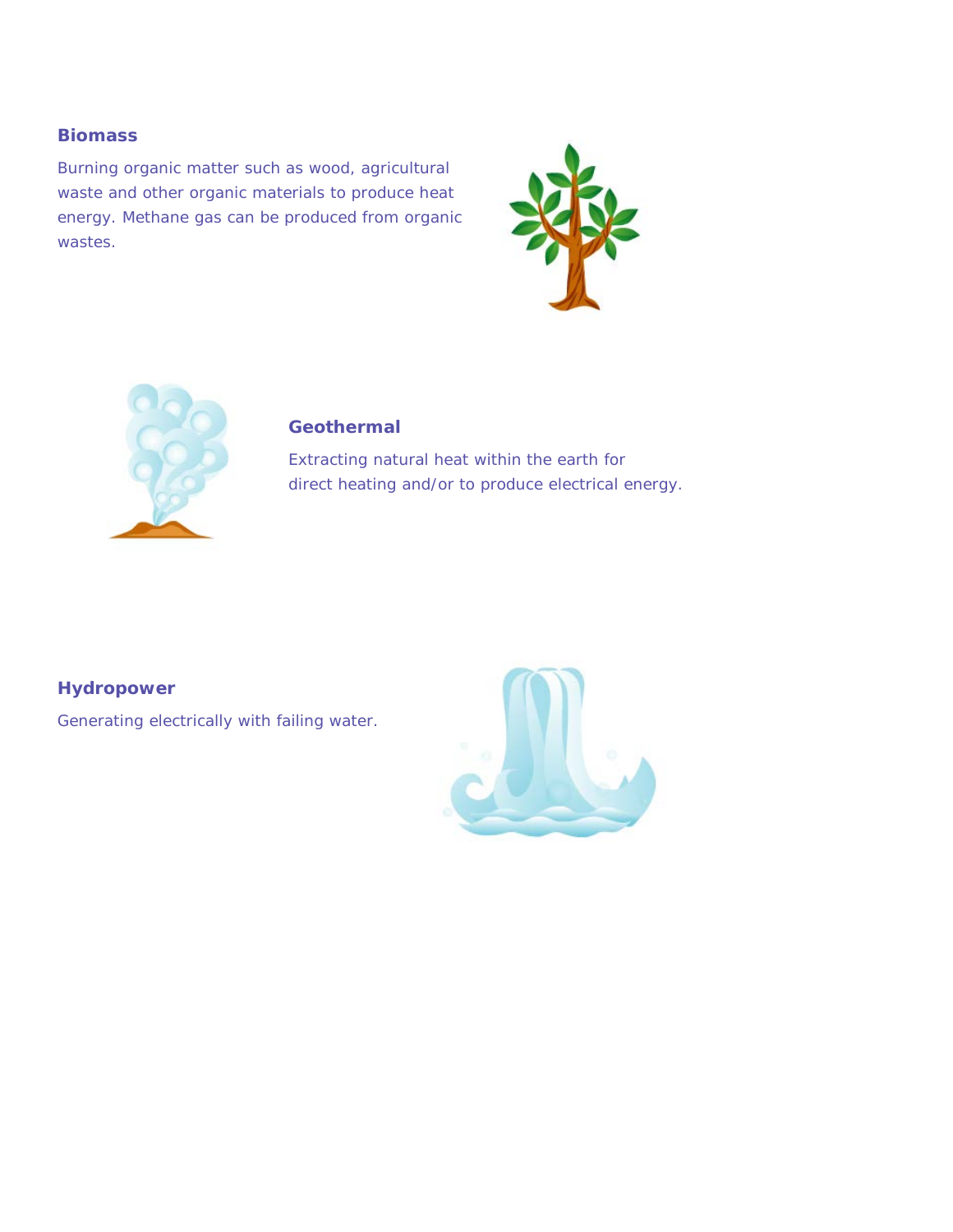### Biomass

Burning organic matter such as wood, agricultural waste and other organic materials to produce heat energy. Methane gas can be produced from organic wastes.

### Geothermal

Extracting natural heat within the earth for direct heating and/or to produce electrical energy.

### Hydropower

Generating electrically with failing water.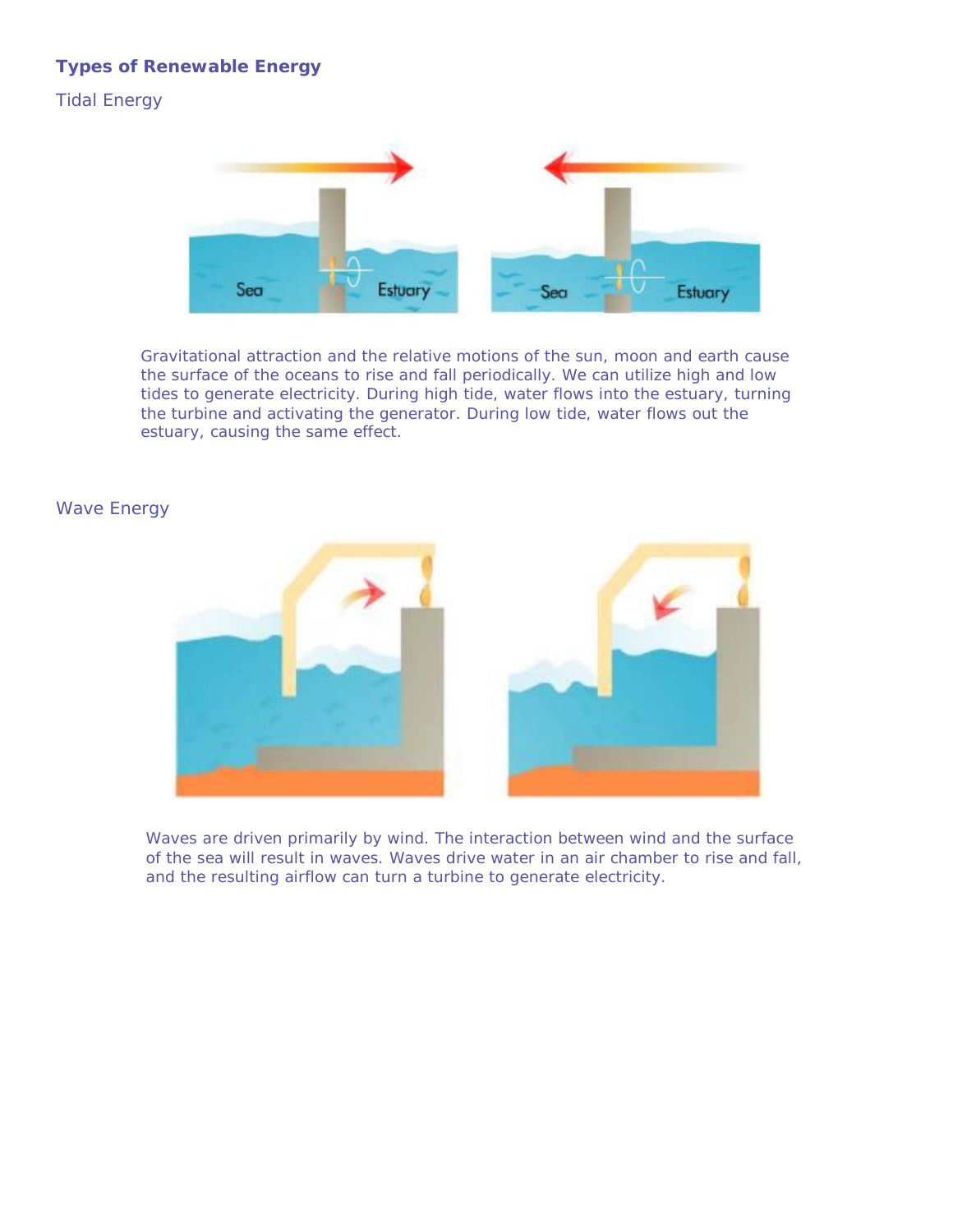## Types of Renewable Energy

### Tidal Energy

Gravitational attraction and the relative motions of the sun, moon and earth cause the surface of the oceans to rise and fall periodically. We can utilize high and low tides to generate electricity. During high tide, water flows into the estuary, turning the turbine and activating the generator. During low tide, water flows out the estuary, causing the same effect.

### Wave Energy

Waves are driven primarily by wind. The interaction between wind and the surface of the sea will result in waves. Waves drive water in an air chamber to rise and fall, and the resulting airflow can turn a turbine to generate electricity.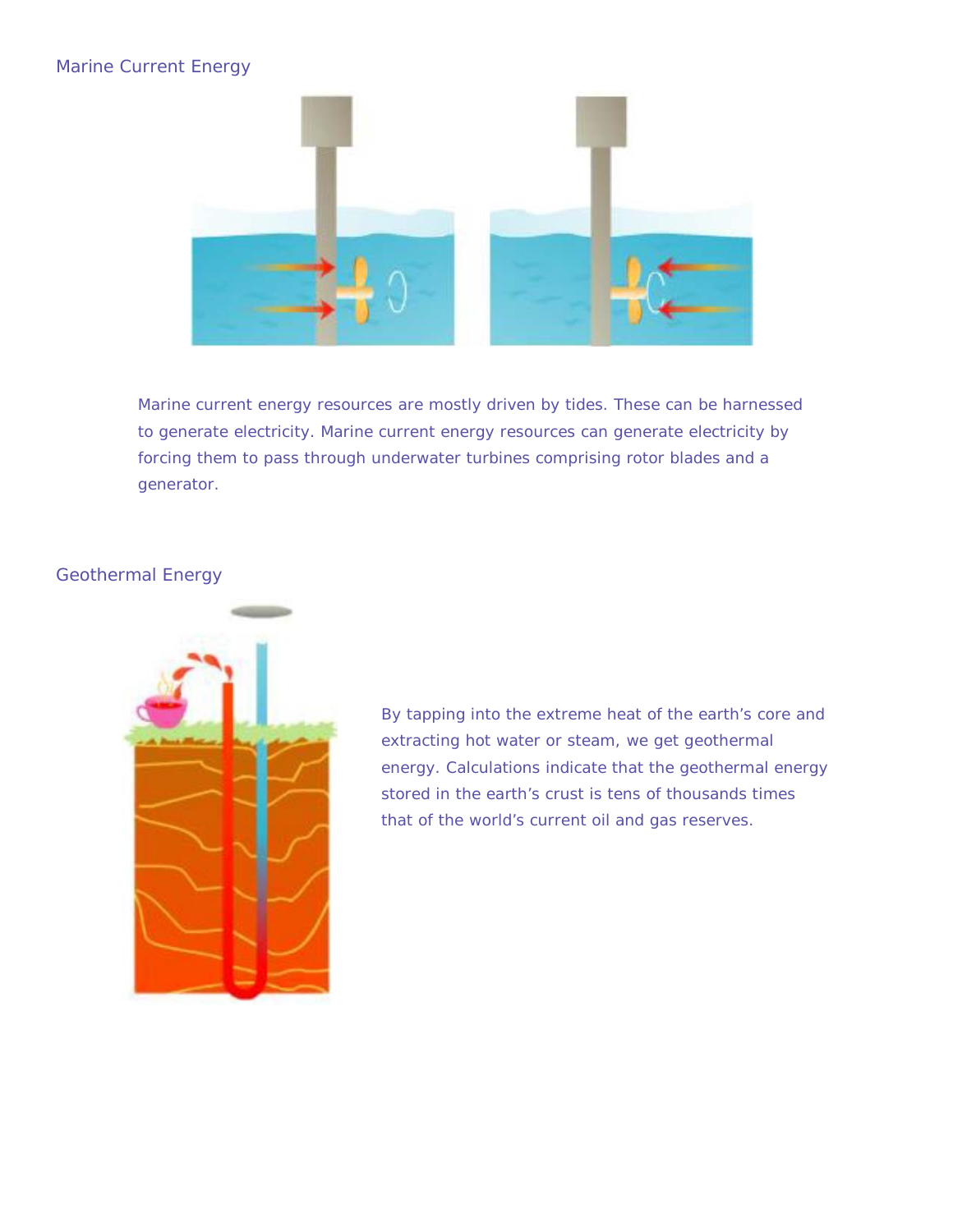## Marine Current Energy

Marine current energy resources are mostly driven by tides. These can be harnessed to generate electricity. Marine current energy resources can generate electricity by forcing them to pass through underwater turbines comprising rotor blades and a generator.

## Geothermal Energy

By tapping into the extreme heat of the earth's core and extracting hot water or steam, we get geothermal energy. Calculations indicate that the geothermal energy stored in the earth's crust is tens of thousands times that of the world's current oil and gas reserves.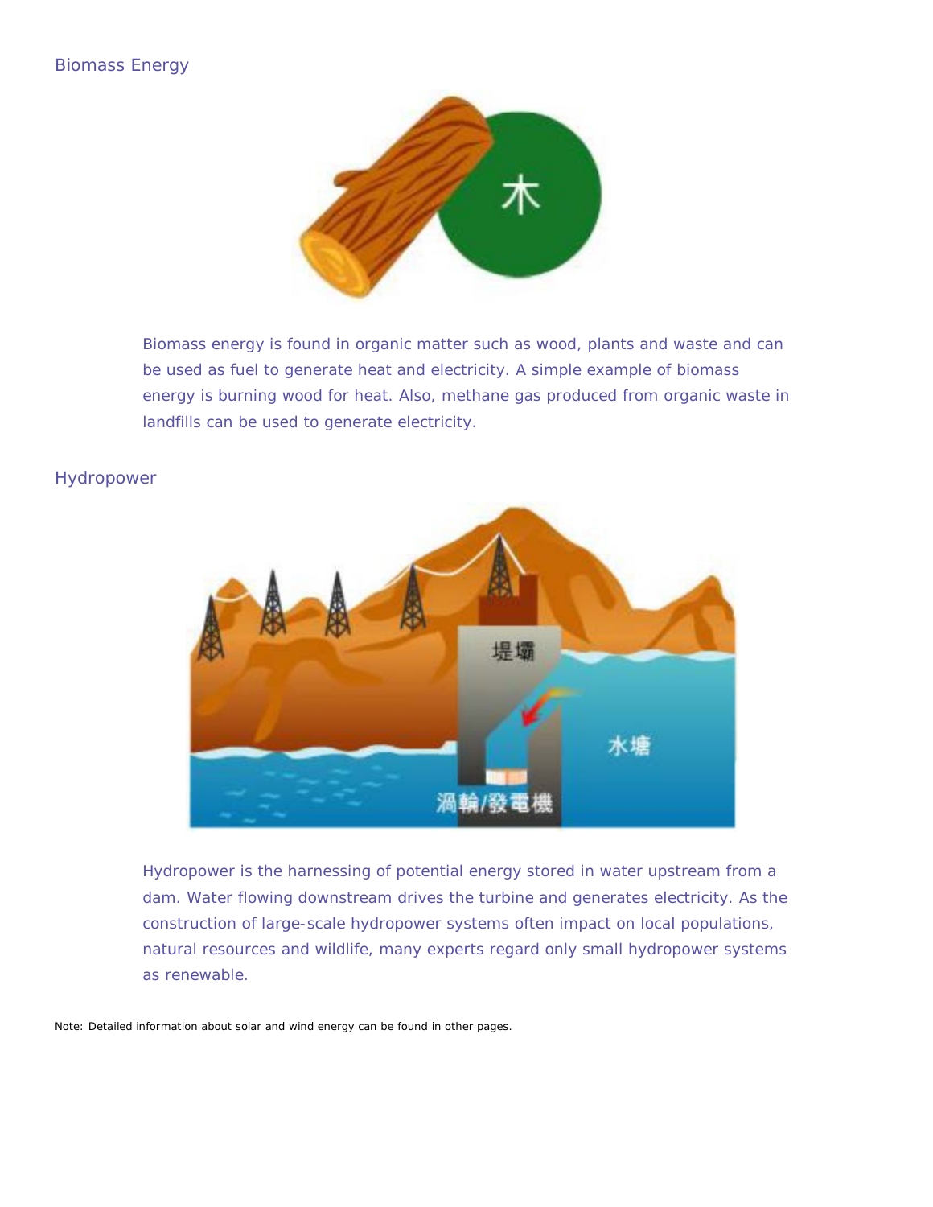## Biomass Energy

Biomass energy is found in organic matter such as wood, plants and waste and can be used as fuel to generate heat and electricity. A simple example of biomass energy is burning wood for heat. Also, methane gas produced from organic waste in landfills can be used to generate electricity.

## Hydropower

Hydropower is the harnessing of potential energy stored in water upstream from a dam. Water flowing downstream drives the turbine and generates electricity. As the construction of large-scale hydropower systems often impact on local populations, natural resources and wildlife, many experts regard only small hydropower systems as renewable.

Note: Detailed information about solar and wind energy can be found in other pages.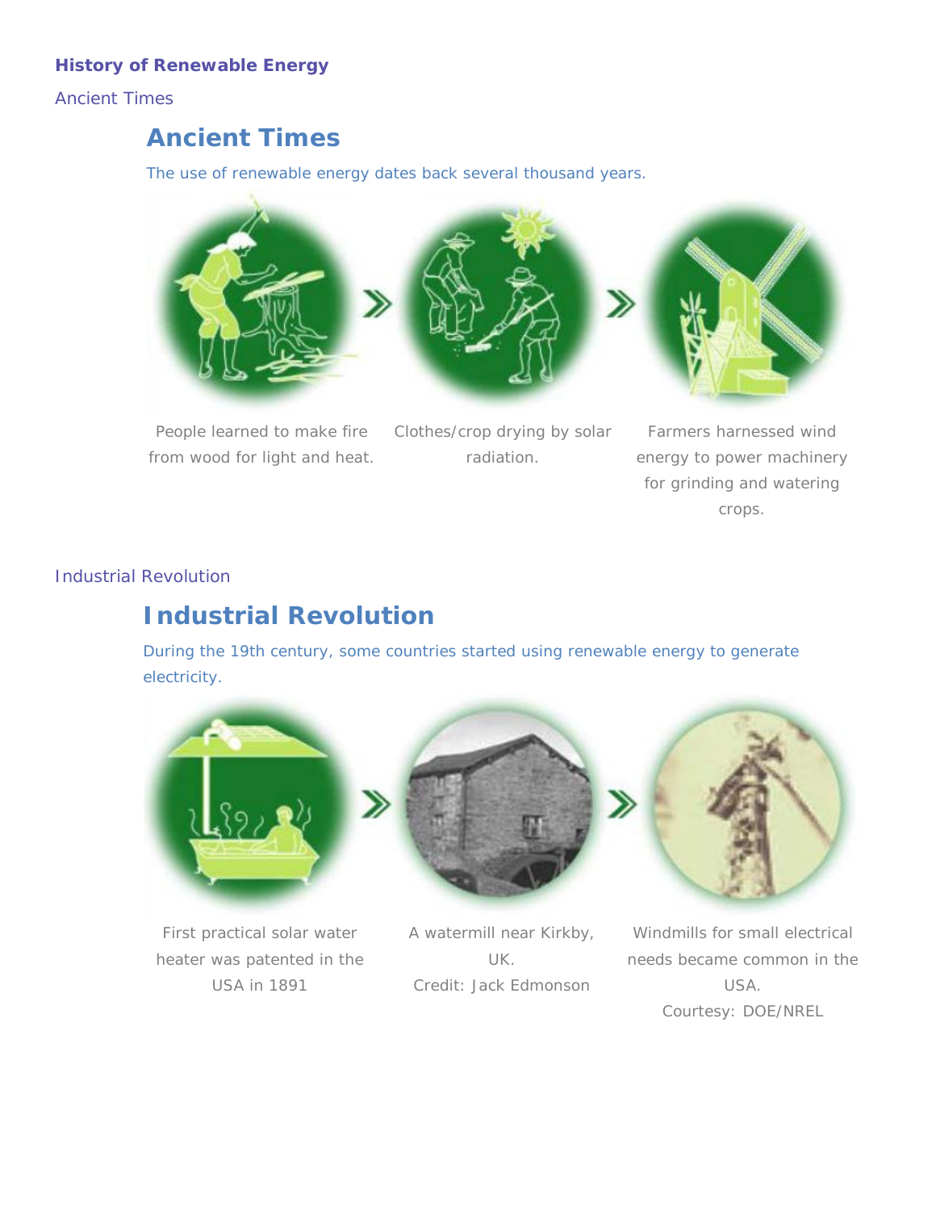**History of Renewable Energy**

Ancient Times

## Ancient Times

The use of renewable energy dates back several thousand years.

People learned to make fire from wood for light and heat.

Clothes/crop drying by solar radiation.

Farmers harnessed wind energy to power machinery for grinding and watering crops.

Industrial Revolution

## Industrial Revolution

During the 19th century, some countries started using renewable energy to generate electricity.

First practical solar water heater was patented in the USA in 1891

A watermill near Kirkby, UK.
Credit: Jack Edmonson

Windmills for small electrical needs became common in the USA.
Courtesy: DOE/NREL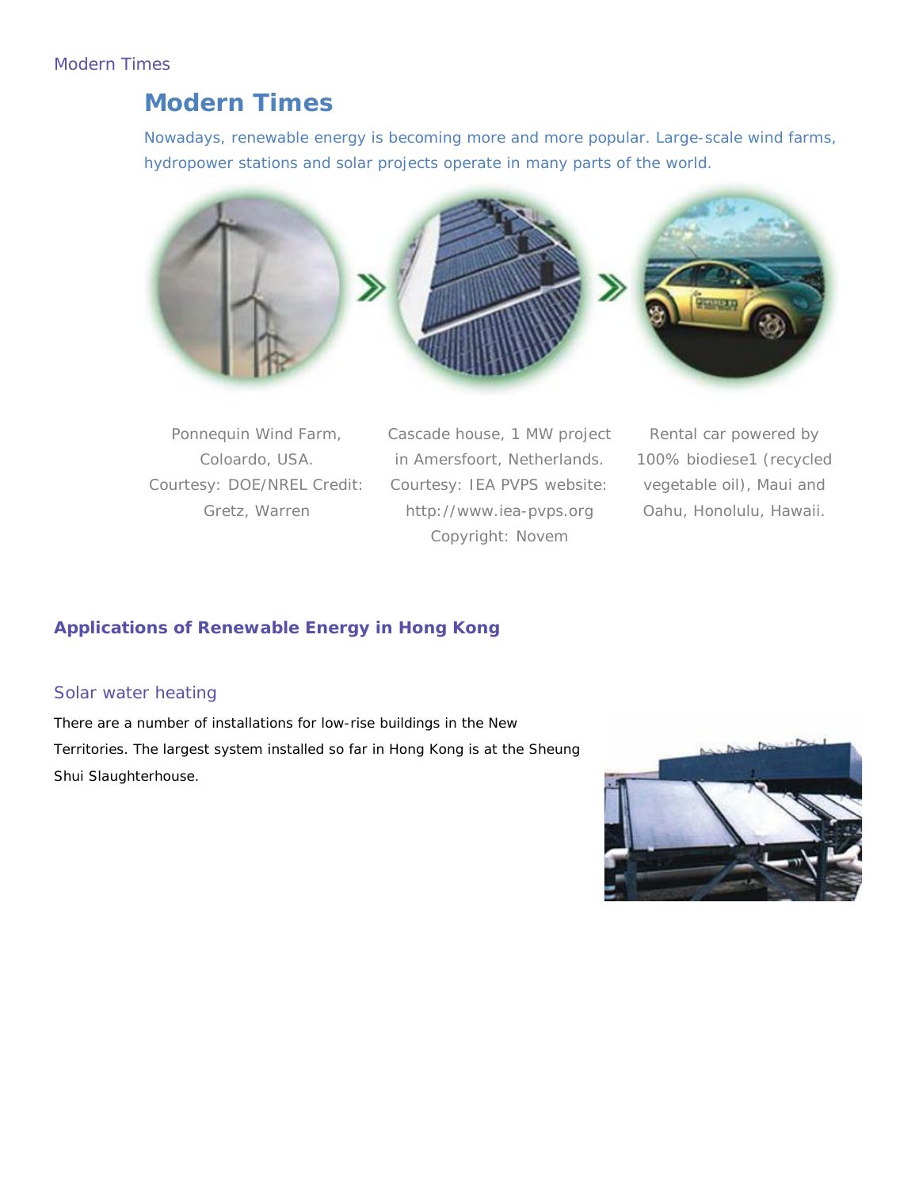# Modern Times

Nowadays, renewable energy is becoming more and more popular. Large-scale wind farms, hydropower stations and solar projects operate in many parts of the world.

Ponnequin Wind Farm, Coloardo, USA. Courtesy: DOE/NREL Credit: Gretz, Warren

Cascade house, 1 MW project in Amersfoort, Netherlands. Courtesy: IEA PVPS website: http://www.iea-pvps.org Copyright: Novem

Rental car powered by 100% biodiese1 (recycled vegetable oil), Maui and Oahu, Honolulu, Hawaii.

## Applications of Renewable Energy in Hong Kong

### Solar water heating

There are a number of installations for low-rise buildings in the New Territories. The largest system installed so far in Hong Kong is at the Sheung Shui Slaughterhouse.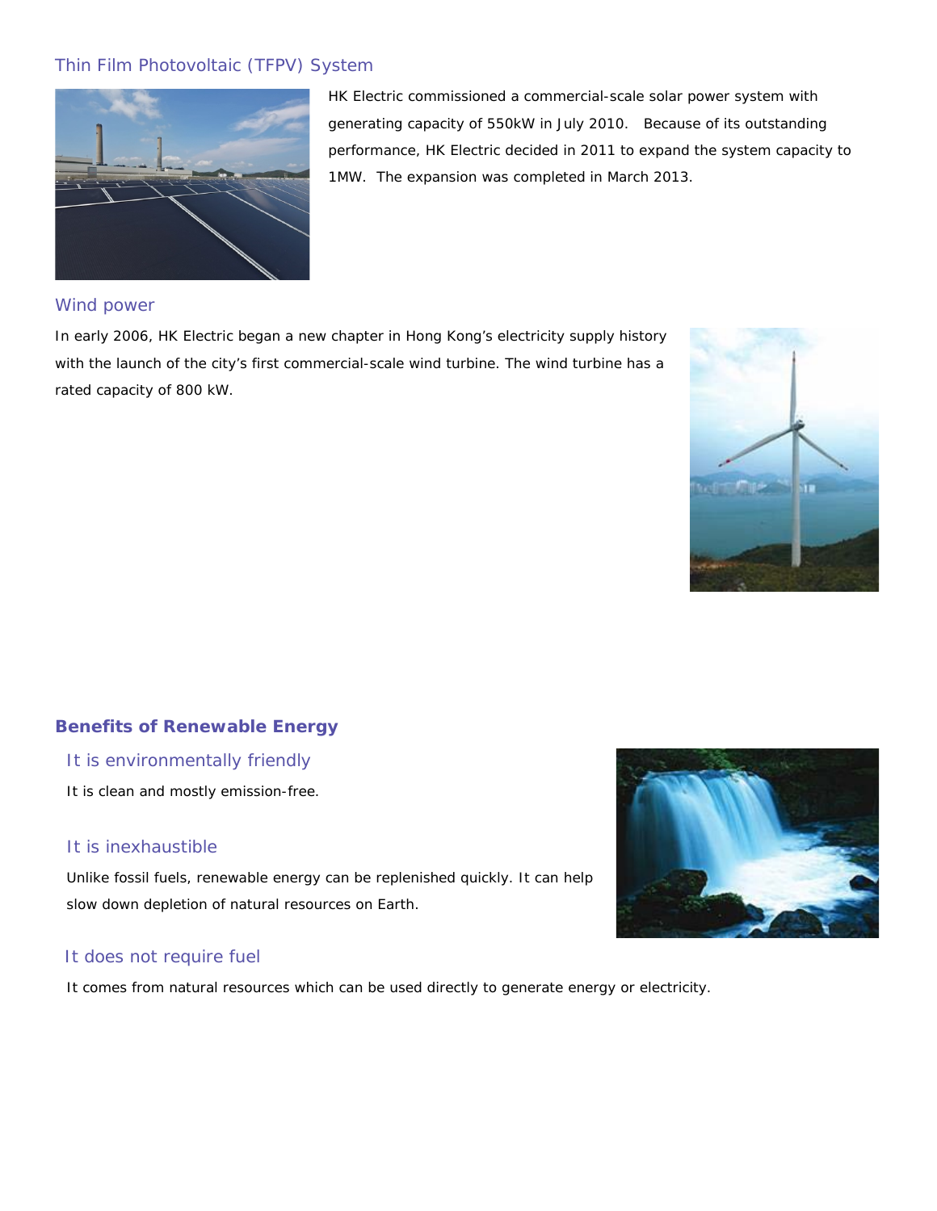### Thin Film Photovoltaic (TFPV) System

HK Electric commissioned a commercial-scale solar power system with generating capacity of 550kW in July 2010. Because of its outstanding performance, HK Electric decided in 2011 to expand the system capacity to 1MW. The expansion was completed in March 2013.

### Wind power

In early 2006, HK Electric began a new chapter in Hong Kong's electricity supply history with the launch of the city's first commercial-scale wind turbine. The wind turbine has a rated capacity of 800 kW.

## Benefits of Renewable Energy

### It is environmentally friendly

It is clean and mostly emission-free.

### It is inexhaustible

Unlike fossil fuels, renewable energy can be replenished quickly. It can help slow down depletion of natural resources on Earth.

### It does not require fuel

It comes from natural resources which can be used directly to generate energy or electricity.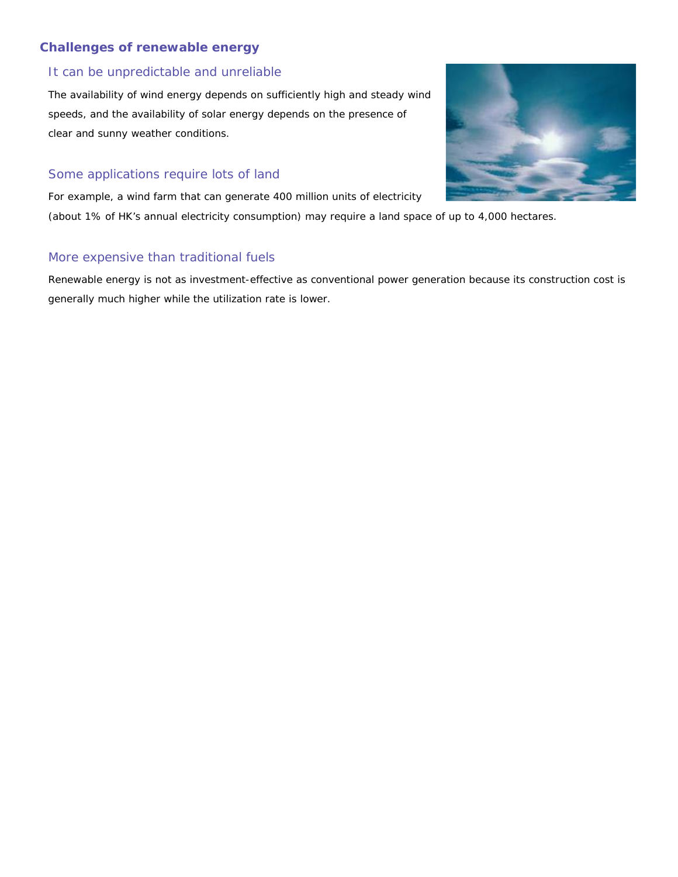## Challenges of renewable energy

### It can be unpredictable and unreliable

The availability of wind energy depends on sufficiently high and steady wind speeds, and the availability of solar energy depends on the presence of clear and sunny weather conditions.

### Some applications require lots of land

For example, a wind farm that can generate 400 million units of electricity (about 1% of HK's annual electricity consumption) may require a land space of up to 4,000 hectares.

### More expensive than traditional fuels

Renewable energy is not as investment-effective as conventional power generation because its construction cost is generally much higher while the utilization rate is lower.